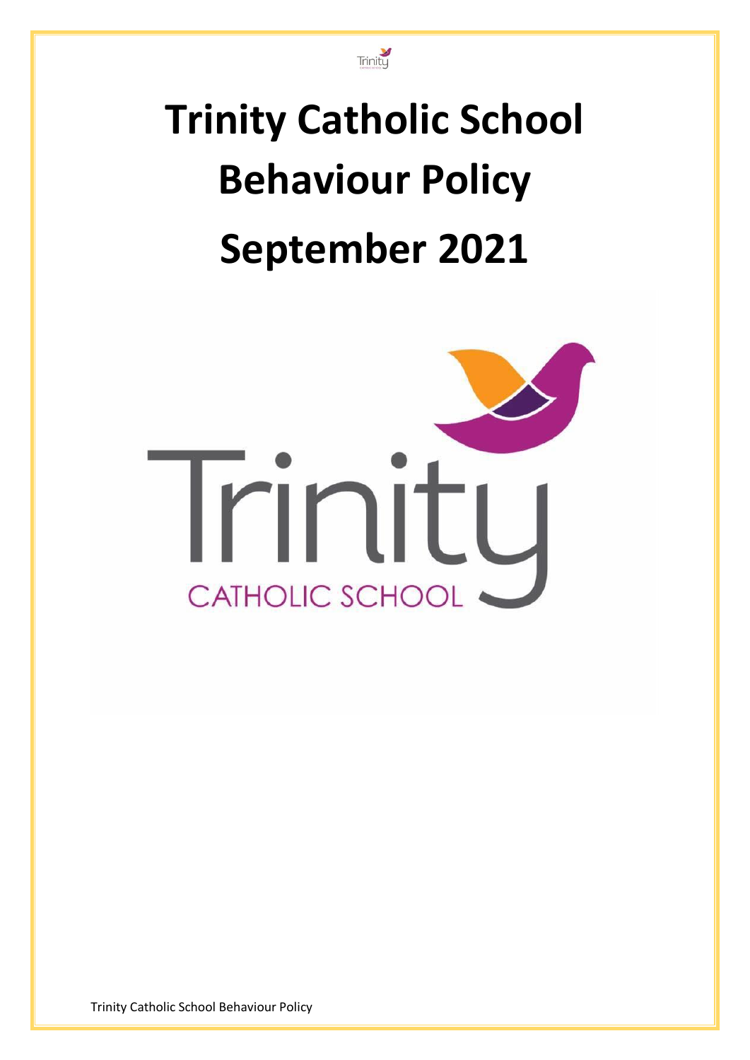# Trinity Catholic School Behaviour Policy September 2021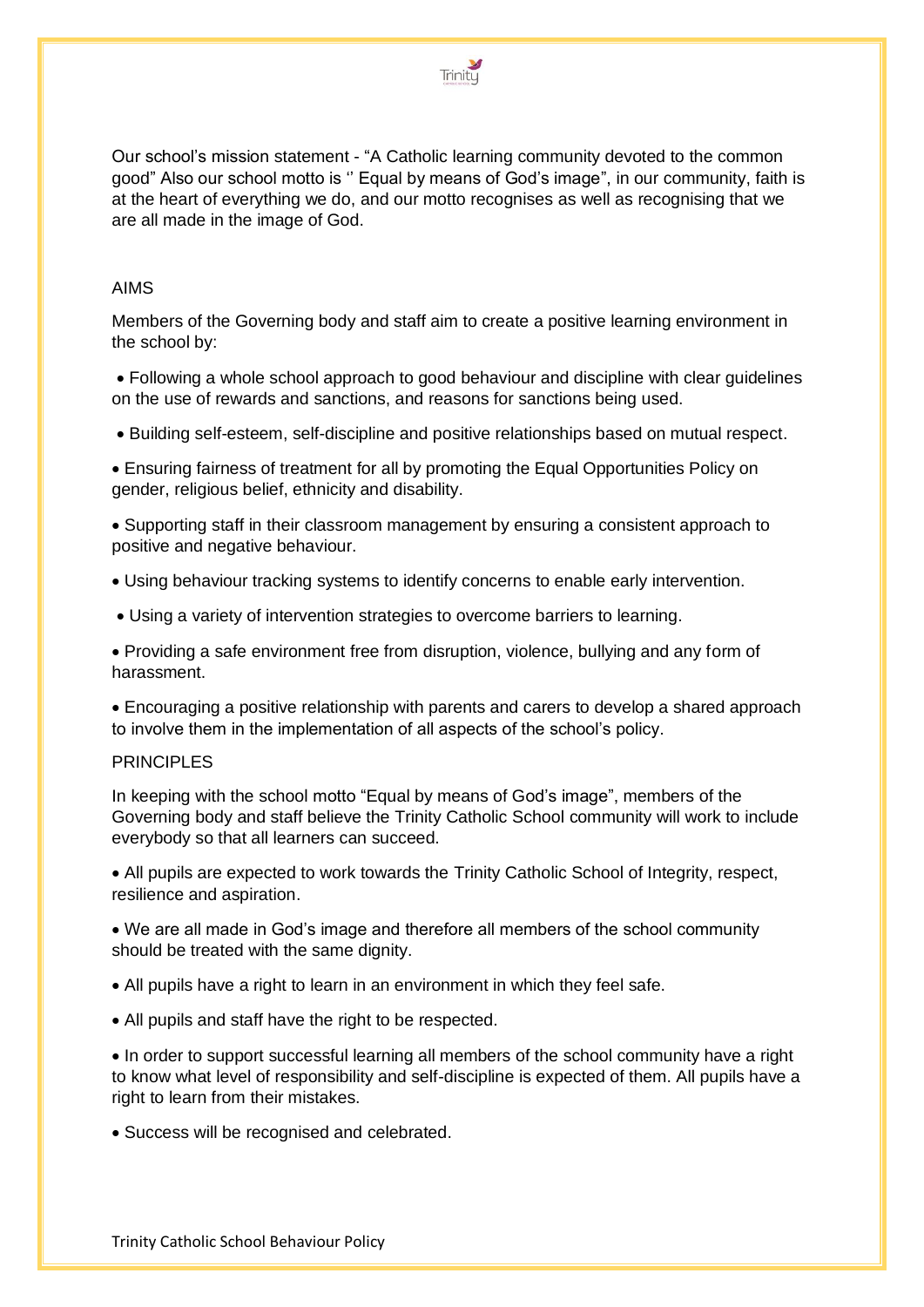Our school's mission statement - "A Catholic learning community devoted to the common good" Also our school motto is '' Equal by means of God's image", in our community, faith is at the heart of everything we do, and our motto recognises as well as recognising that we are all made in the image of God.

## AIMS

Members of the Governing body and staff aim to create a positive learning environment in the school by:

- Following a whole school approach to good behaviour and discipline with clear guidelines on the use of rewards and sanctions, and reasons for sanctions being used.
- Building self-esteem, self-discipline and positive relationships based on mutual respect.
- Ensuring fairness of treatment for all by promoting the Equal Opportunities Policy on gender, religious belief, ethnicity and disability.
- Supporting staff in their classroom management by ensuring a consistent approach to positive and negative behaviour.
- Using behaviour tracking systems to identify concerns to enable early intervention.
- Using a variety of intervention strategies to overcome barriers to learning.
- Providing a safe environment free from disruption, violence, bullying and any form of harassment.
- Encouraging a positive relationship with parents and carers to develop a shared approach to involve them in the implementation of all aspects of the school's policy.

## PRINCIPLES

In keeping with the school motto "Equal by means of God's image", members of the Governing body and staff believe the Trinity Catholic School community will work to include everybody so that all learners can succeed.

- All pupils are expected to work towards the Trinity Catholic School of Integrity, respect, resilience and aspiration.
- We are all made in God's image and therefore all members of the school community should be treated with the same dignity.
- All pupils have a right to learn in an environment in which they feel safe.
- All pupils and staff have the right to be respected.
- In order to support successful learning all members of the school community have a right to know what level of responsibility and self-discipline is expected of them. All pupils have a right to learn from their mistakes.
- Success will be recognised and celebrated.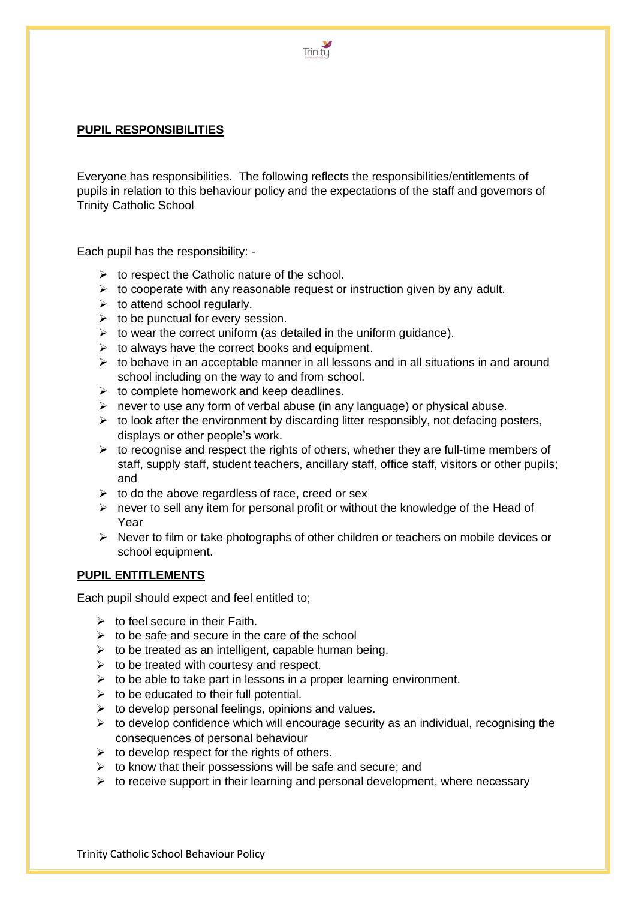## PUPIL RESPONSIBILITIES

Everyone has responsibilities. The following reflects the responsibilities/entitlements of pupils in relation to this behaviour policy and the expectations of the staff and governors of Trinity Catholic School

Each pupil has the responsibility: -

- to respect the Catholic nature of the school.
- to cooperate with any reasonable request or instruction given by any adult.
- to attend school regularly.
- to be punctual for every session.
- to wear the correct uniform (as detailed in the uniform guidance).
- to always have the correct books and equipment.
- to behave in an acceptable manner in all lessons and in all situations in and around school including on the way to and from school.
- to complete homework and keep deadlines.
- never to use any form of verbal abuse (in any language) or physical abuse.
- to look after the environment by discarding litter responsibly, not defacing posters, displays or other people's work.
- to recognise and respect the rights of others, whether they are full-time members of staff, supply staff, student teachers, ancillary staff, office staff, visitors or other pupils; and
- to do the above regardless of race, creed or sex
- never to sell any item for personal profit or without the knowledge of the Head of Year
- Never to film or take photographs of other children or teachers on mobile devices or school equipment.

## PUPIL ENTITLEMENTS

Each pupil should expect and feel entitled to;

- to feel secure in their Faith.
- to be safe and secure in the care of the school
- to be treated as an intelligent, capable human being.
- to be treated with courtesy and respect.
- to be able to take part in lessons in a proper learning environment.
- to be educated to their full potential.
- to develop personal feelings, opinions and values.
- to develop confidence which will encourage security as an individual, recognising the consequences of personal behaviour
- to develop respect for the rights of others.
- to know that their possessions will be safe and secure; and
- to receive support in their learning and personal development, where necessary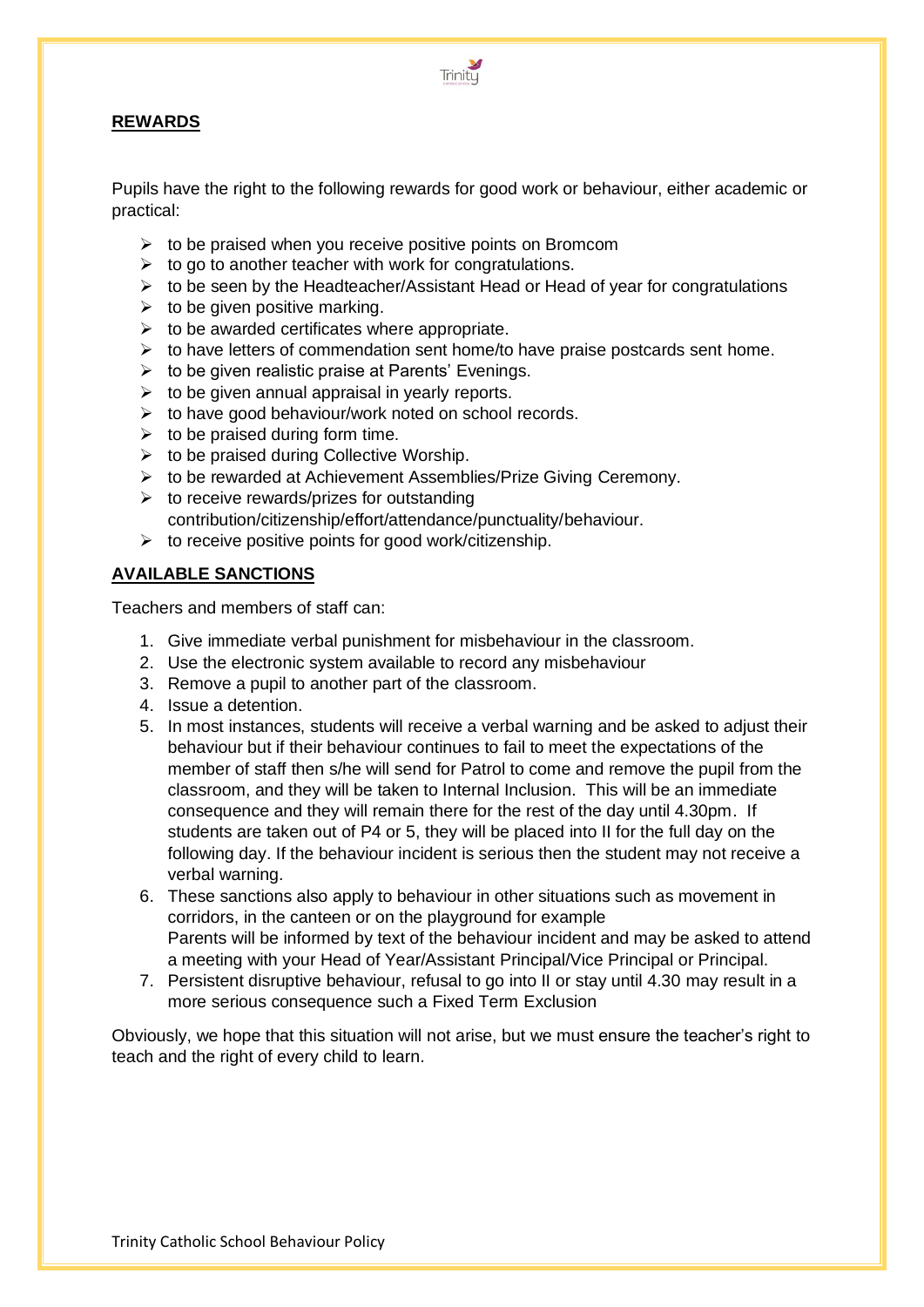## REWARDS

Pupils have the right to the following rewards for good work or behaviour, either academic or practical:

- to be praised when you receive positive points on Bromcom
- to go to another teacher with work for congratulations.
- to be seen by the Headteacher/Assistant Head or Head of year for congratulations
- to be given positive marking.
- to be awarded certificates where appropriate.
- to have letters of commendation sent home/to have praise postcards sent home.
- to be given realistic praise at Parents' Evenings.
- to be given annual appraisal in yearly reports.
- to have good behaviour/work noted on school records.
- to be praised during form time.
- to be praised during Collective Worship.
- to be rewarded at Achievement Assemblies/Prize Giving Ceremony.
- to receive rewards/prizes for outstanding contribution/citizenship/effort/attendance/punctuality/behaviour.
- to receive positive points for good work/citizenship.

## AVAILABLE SANCTIONS

Teachers and members of staff can:

1. Give immediate verbal punishment for misbehaviour in the classroom.
2. Use the electronic system available to record any misbehaviour
3. Remove a pupil to another part of the classroom.
4. Issue a detention.
5. In most instances, students will receive a verbal warning and be asked to adjust their behaviour but if their behaviour continues to fail to meet the expectations of the member of staff then s/he will send for Patrol to come and remove the pupil from the classroom, and they will be taken to Internal Inclusion. This will be an immediate consequence and they will remain there for the rest of the day until 4.30pm. If students are taken out of P4 or 5, they will be placed into II for the full day on the following day. If the behaviour incident is serious then the student may not receive a verbal warning.
6. These sanctions also apply to behaviour in other situations such as movement in corridors, in the canteen or on the playground for example
   Parents will be informed by text of the behaviour incident and may be asked to attend a meeting with your Head of Year/Assistant Principal/Vice Principal or Principal.
7. Persistent disruptive behaviour, refusal to go into II or stay until 4.30 may result in a more serious consequence such a Fixed Term Exclusion

Obviously, we hope that this situation will not arise, but we must ensure the teacher's right to teach and the right of every child to learn.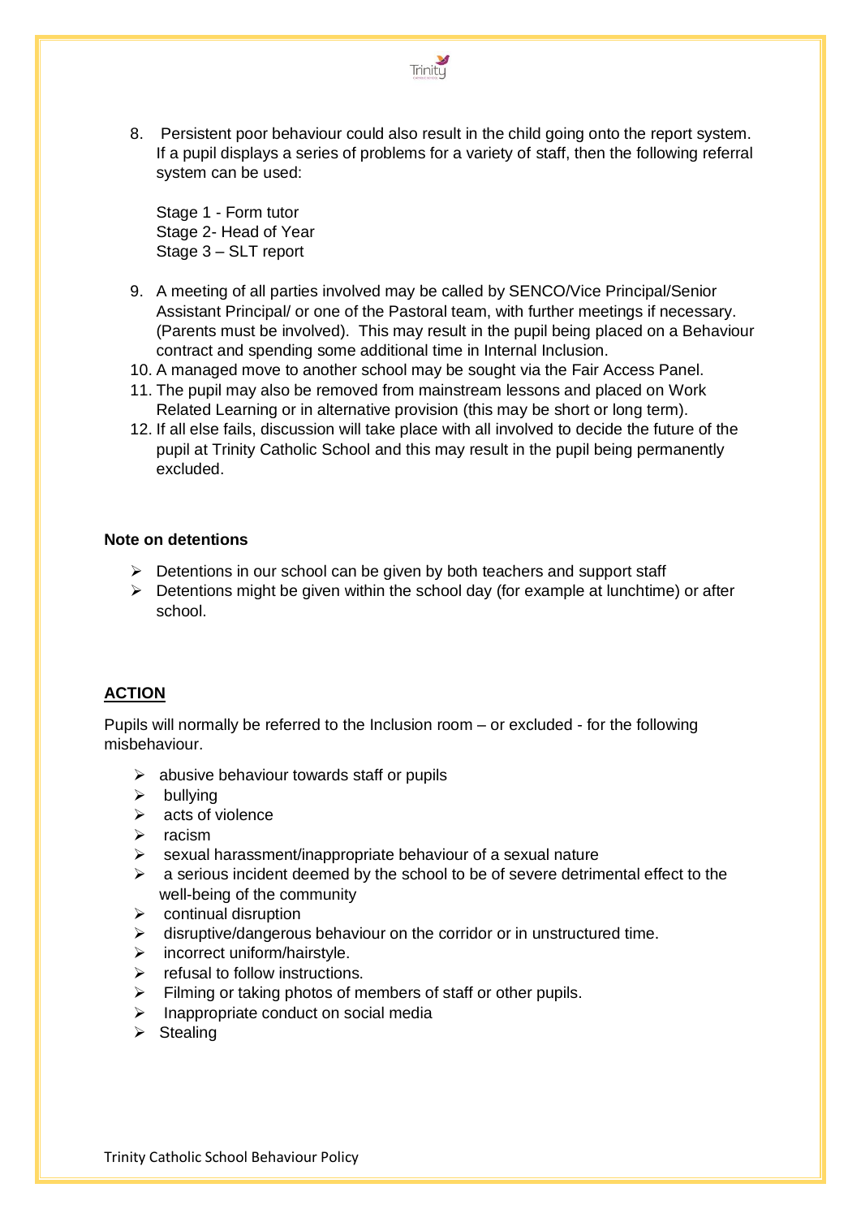8. Persistent poor behaviour could also result in the child going onto the report system. If a pupil displays a series of problems for a variety of staff, then the following referral system can be used:

   Stage 1 - Form tutor
   Stage 2- Head of Year
   Stage 3 – SLT report

9. A meeting of all parties involved may be called by SENCO/Vice Principal/Senior Assistant Principal/ or one of the Pastoral team, with further meetings if necessary. (Parents must be involved). This may result in the pupil being placed on a Behaviour contract and spending some additional time in Internal Inclusion.
10. A managed move to another school may be sought via the Fair Access Panel.
11. The pupil may also be removed from mainstream lessons and placed on Work Related Learning or in alternative provision (this may be short or long term).
12. If all else fails, discussion will take place with all involved to decide the future of the pupil at Trinity Catholic School and this may result in the pupil being permanently excluded.

**Note on detentions**

- Detentions in our school can be given by both teachers and support staff
- Detentions might be given within the school day (for example at lunchtime) or after school.

## ACTION

Pupils will normally be referred to the Inclusion room – or excluded - for the following misbehaviour.

- abusive behaviour towards staff or pupils
- bullying
- acts of violence
- racism
- sexual harassment/inappropriate behaviour of a sexual nature
- a serious incident deemed by the school to be of severe detrimental effect to the well-being of the community
- continual disruption
- disruptive/dangerous behaviour on the corridor or in unstructured time.
- incorrect uniform/hairstyle.
- refusal to follow instructions.
- Filming or taking photos of members of staff or other pupils.
- Inappropriate conduct on social media
- Stealing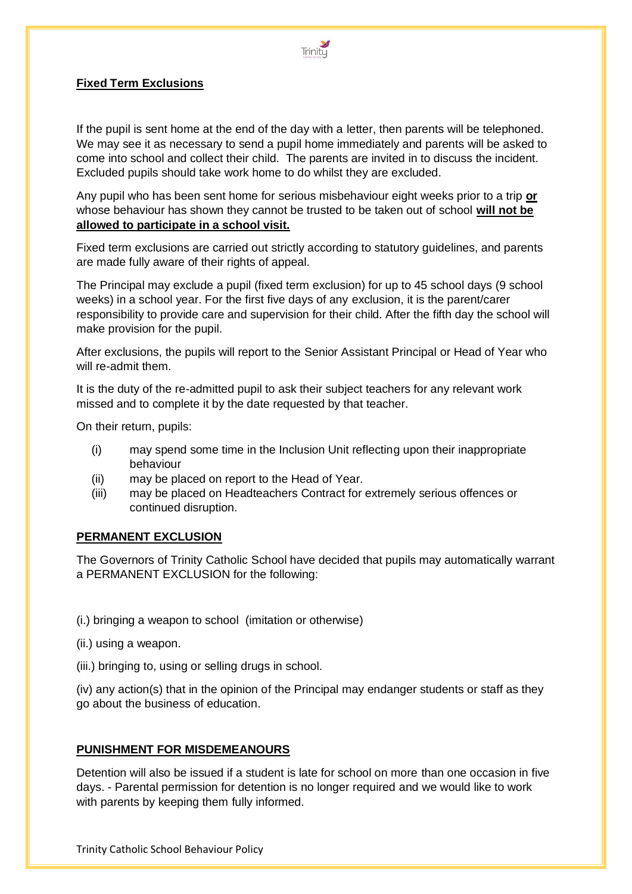## Fixed Term Exclusions

If the pupil is sent home at the end of the day with a letter, then parents will be telephoned. We may see it as necessary to send a pupil home immediately and parents will be asked to come into school and collect their child. The parents are invited in to discuss the incident. Excluded pupils should take work home to do whilst they are excluded.

Any pupil who has been sent home for serious misbehaviour eight weeks prior to a trip **or** whose behaviour has shown they cannot be trusted to be taken out of school **will not be allowed to participate in a school visit.**

Fixed term exclusions are carried out strictly according to statutory guidelines, and parents are made fully aware of their rights of appeal.

The Principal may exclude a pupil (fixed term exclusion) for up to 45 school days (9 school weeks) in a school year. For the first five days of any exclusion, it is the parent/carer responsibility to provide care and supervision for their child. After the fifth day the school will make provision for the pupil.

After exclusions, the pupils will report to the Senior Assistant Principal or Head of Year who will re-admit them.

It is the duty of the re-admitted pupil to ask their subject teachers for any relevant work missed and to complete it by the date requested by that teacher.

On their return, pupils:

- (i) may spend some time in the Inclusion Unit reflecting upon their inappropriate behaviour
- (ii) may be placed on report to the Head of Year.
- (iii) may be placed on Headteachers Contract for extremely serious offences or continued disruption.

## PERMANENT EXCLUSION

The Governors of Trinity Catholic School have decided that pupils may automatically warrant a PERMANENT EXCLUSION for the following:

(i.) bringing a weapon to school (imitation or otherwise)

(ii.) using a weapon.

(iii.) bringing to, using or selling drugs in school.

(iv) any action(s) that in the opinion of the Principal may endanger students or staff as they go about the business of education.

## PUNISHMENT FOR MISDEMEANOURS

Detention will also be issued if a student is late for school on more than one occasion in five days. - Parental permission for detention is no longer required and we would like to work with parents by keeping them fully informed.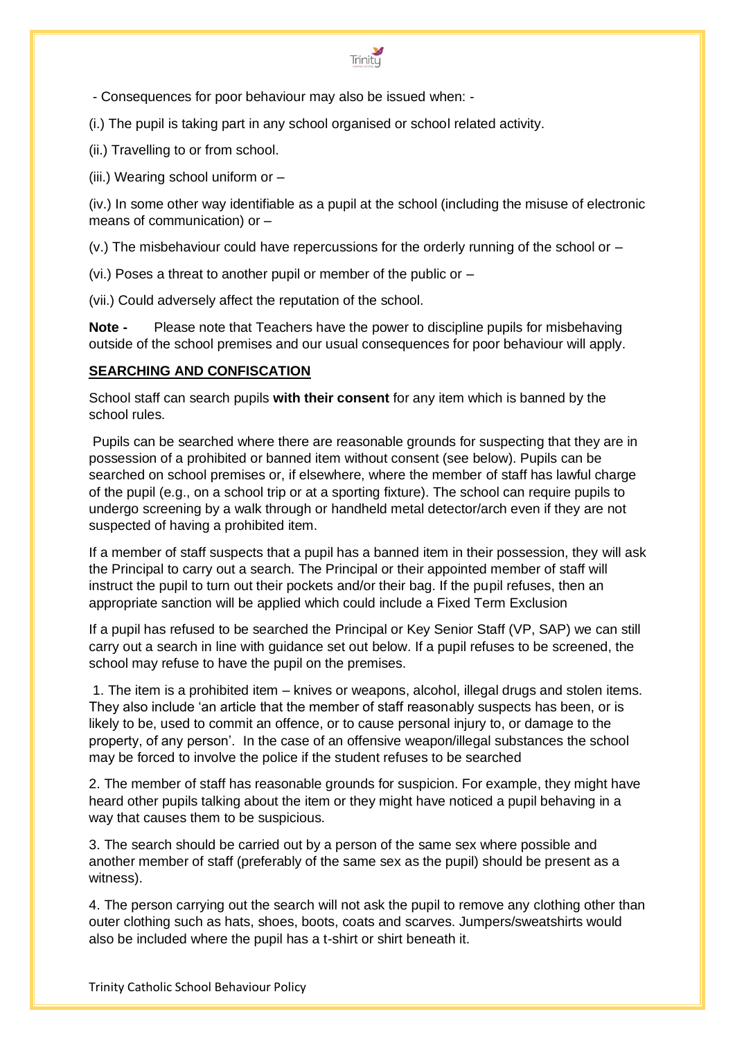- Consequences for poor behaviour may also be issued when: -

(i.) The pupil is taking part in any school organised or school related activity.

(ii.) Travelling to or from school.

(iii.) Wearing school uniform or –

(iv.) In some other way identifiable as a pupil at the school (including the misuse of electronic means of communication) or –

(v.) The misbehaviour could have repercussions for the orderly running of the school or –

(vi.) Poses a threat to another pupil or member of the public or –

(vii.) Could adversely affect the reputation of the school.

**Note -** Please note that Teachers have the power to discipline pupils for misbehaving outside of the school premises and our usual consequences for poor behaviour will apply.

## SEARCHING AND CONFISCATION

School staff can search pupils **with their consent** for any item which is banned by the school rules.

Pupils can be searched where there are reasonable grounds for suspecting that they are in possession of a prohibited or banned item without consent (see below). Pupils can be searched on school premises or, if elsewhere, where the member of staff has lawful charge of the pupil (e.g., on a school trip or at a sporting fixture). The school can require pupils to undergo screening by a walk through or handheld metal detector/arch even if they are not suspected of having a prohibited item.

If a member of staff suspects that a pupil has a banned item in their possession, they will ask the Principal to carry out a search. The Principal or their appointed member of staff will instruct the pupil to turn out their pockets and/or their bag. If the pupil refuses, then an appropriate sanction will be applied which could include a Fixed Term Exclusion

If a pupil has refused to be searched the Principal or Key Senior Staff (VP, SAP) we can still carry out a search in line with guidance set out below. If a pupil refuses to be screened, the school may refuse to have the pupil on the premises.

1. The item is a prohibited item – knives or weapons, alcohol, illegal drugs and stolen items. They also include 'an article that the member of staff reasonably suspects has been, or is likely to be, used to commit an offence, or to cause personal injury to, or damage to the property, of any person'. In the case of an offensive weapon/illegal substances the school may be forced to involve the police if the student refuses to be searched

2. The member of staff has reasonable grounds for suspicion. For example, they might have heard other pupils talking about the item or they might have noticed a pupil behaving in a way that causes them to be suspicious.

3. The search should be carried out by a person of the same sex where possible and another member of staff (preferably of the same sex as the pupil) should be present as a witness).

4. The person carrying out the search will not ask the pupil to remove any clothing other than outer clothing such as hats, shoes, boots, coats and scarves. Jumpers/sweatshirts would also be included where the pupil has a t-shirt or shirt beneath it.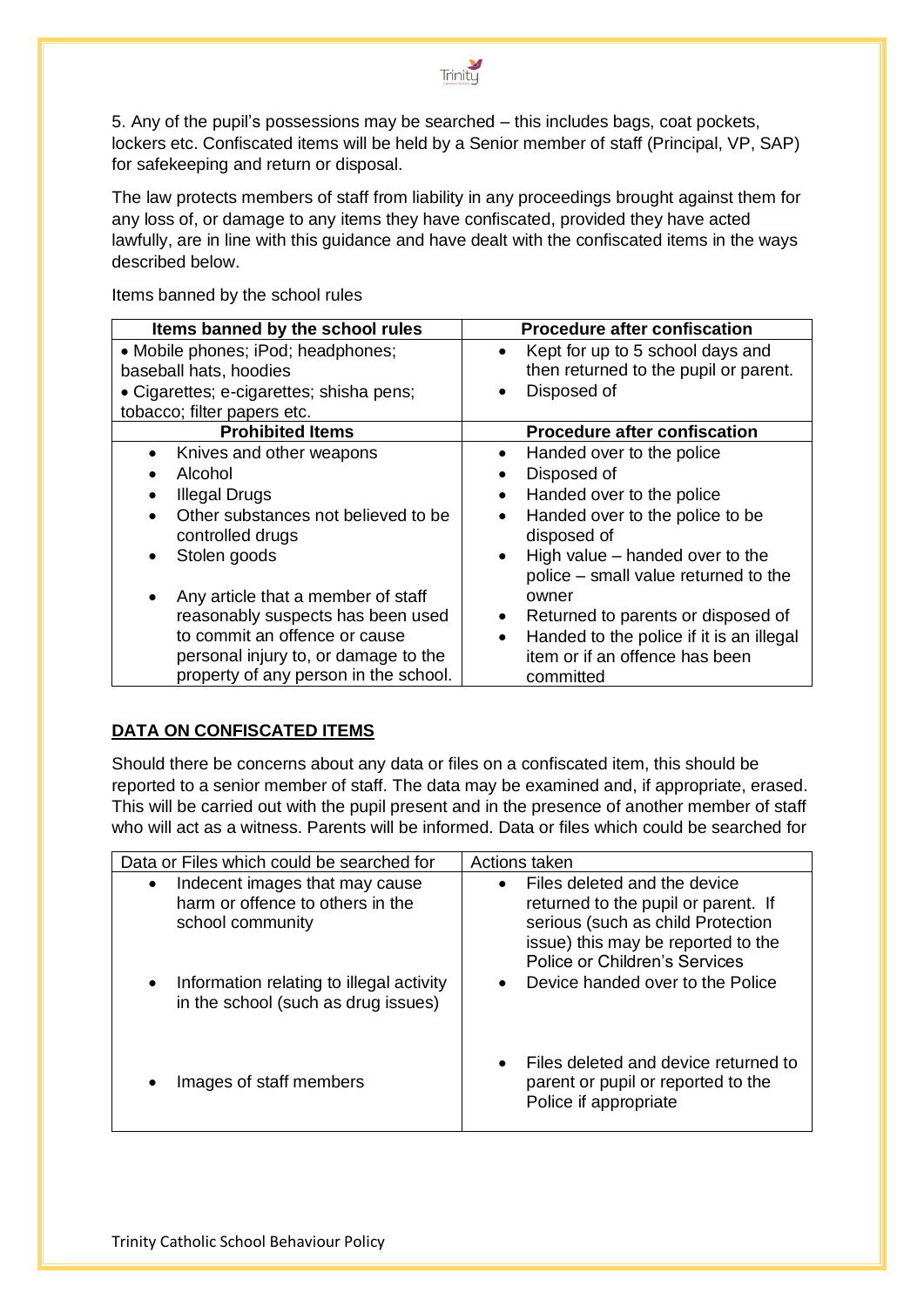5. Any of the pupil's possessions may be searched – this includes bags, coat pockets, lockers etc. Confiscated items will be held by a Senior member of staff (Principal, VP, SAP) for safekeeping and return or disposal.

The law protects members of staff from liability in any proceedings brought against them for any loss of, or damage to any items they have confiscated, provided they have acted lawfully, are in line with this guidance and have dealt with the confiscated items in the ways described below.

Items banned by the school rules

| Items banned by the school rules | Procedure after confiscation |
|---|---|
| • Mobile phones; iPod; headphones; baseball hats, hoodies<br>• Cigarettes; e-cigarettes; shisha pens; tobacco; filter papers etc. | • Kept for up to 5 school days and then returned to the pupil or parent.<br>• Disposed of |
| **Prohibited Items** | **Procedure after confiscation** |
| • Knives and other weapons<br>• Alcohol<br>• Illegal Drugs<br>• Other substances not believed to be controlled drugs<br>• Stolen goods<br>• Any article that a member of staff reasonably suspects has been used to commit an offence or cause personal injury to, or damage to the property of any person in the school. | • Handed over to the police<br>• Disposed of<br>• Handed over to the police<br>• Handed over to the police to be disposed of<br>• High value – handed over to the police – small value returned to the owner<br>• Returned to parents or disposed of<br>• Handed to the police if it is an illegal item or if an offence has been committed |

## DATA ON CONFISCATED ITEMS

Should there be concerns about any data or files on a confiscated item, this should be reported to a senior member of staff. The data may be examined and, if appropriate, erased. This will be carried out with the pupil present and in the presence of another member of staff who will act as a witness. Parents will be informed. Data or files which could be searched for

| Data or Files which could be searched for | Actions taken |
|---|---|
| • Indecent images that may cause harm or offence to others in the school community | • Files deleted and the device returned to the pupil or parent. If serious (such as child Protection issue) this may be reported to the Police or Children's Services |
| • Information relating to illegal activity in the school (such as drug issues) | • Device handed over to the Police |
| • Images of staff members | • Files deleted and device returned to parent or pupil or reported to the Police if appropriate |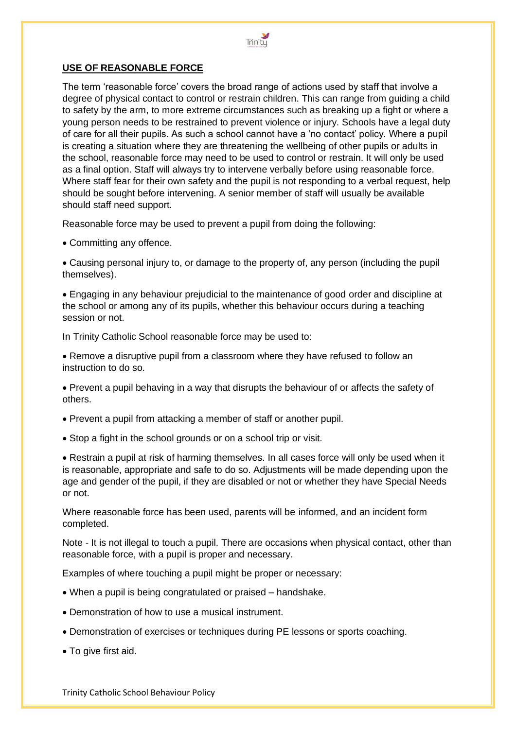## USE OF REASONABLE FORCE

The term 'reasonable force' covers the broad range of actions used by staff that involve a degree of physical contact to control or restrain children. This can range from guiding a child to safety by the arm, to more extreme circumstances such as breaking up a fight or where a young person needs to be restrained to prevent violence or injury. Schools have a legal duty of care for all their pupils. As such a school cannot have a 'no contact' policy. Where a pupil is creating a situation where they are threatening the wellbeing of other pupils or adults in the school, reasonable force may need to be used to control or restrain. It will only be used as a final option. Staff will always try to intervene verbally before using reasonable force. Where staff fear for their own safety and the pupil is not responding to a verbal request, help should be sought before intervening. A senior member of staff will usually be available should staff need support.

Reasonable force may be used to prevent a pupil from doing the following:

- Committing any offence.
- Causing personal injury to, or damage to the property of, any person (including the pupil themselves).
- Engaging in any behaviour prejudicial to the maintenance of good order and discipline at the school or among any of its pupils, whether this behaviour occurs during a teaching session or not.

In Trinity Catholic School reasonable force may be used to:

- Remove a disruptive pupil from a classroom where they have refused to follow an instruction to do so.
- Prevent a pupil behaving in a way that disrupts the behaviour of or affects the safety of others.
- Prevent a pupil from attacking a member of staff or another pupil.
- Stop a fight in the school grounds or on a school trip or visit.
- Restrain a pupil at risk of harming themselves. In all cases force will only be used when it is reasonable, appropriate and safe to do so. Adjustments will be made depending upon the age and gender of the pupil, if they are disabled or not or whether they have Special Needs or not.

Where reasonable force has been used, parents will be informed, and an incident form completed.

Note - It is not illegal to touch a pupil. There are occasions when physical contact, other than reasonable force, with a pupil is proper and necessary.

Examples of where touching a pupil might be proper or necessary:

- When a pupil is being congratulated or praised – handshake.
- Demonstration of how to use a musical instrument.
- Demonstration of exercises or techniques during PE lessons or sports coaching.
- To give first aid.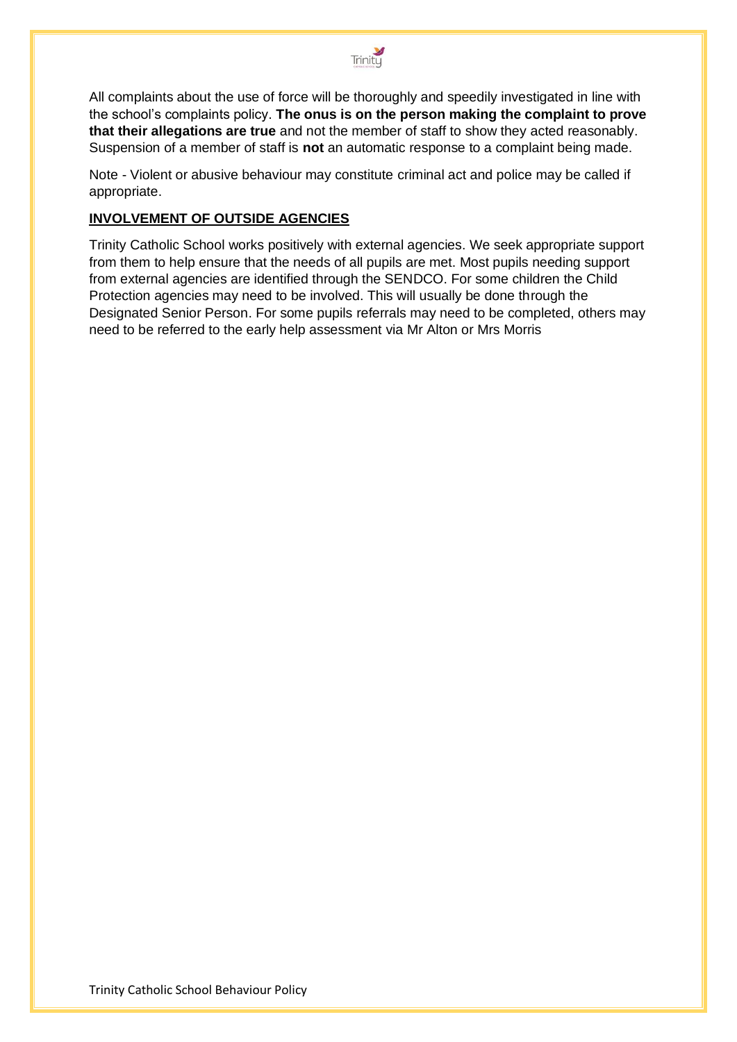All complaints about the use of force will be thoroughly and speedily investigated in line with the school's complaints policy. **The onus is on the person making the complaint to prove that their allegations are true** and not the member of staff to show they acted reasonably. Suspension of a member of staff is **not** an automatic response to a complaint being made.

Note - Violent or abusive behaviour may constitute criminal act and police may be called if appropriate.

## INVOLVEMENT OF OUTSIDE AGENCIES

Trinity Catholic School works positively with external agencies. We seek appropriate support from them to help ensure that the needs of all pupils are met. Most pupils needing support from external agencies are identified through the SENDCO. For some children the Child Protection agencies may need to be involved. This will usually be done through the Designated Senior Person. For some pupils referrals may need to be completed, others may need to be referred to the early help assessment via Mr Alton or Mrs Morris